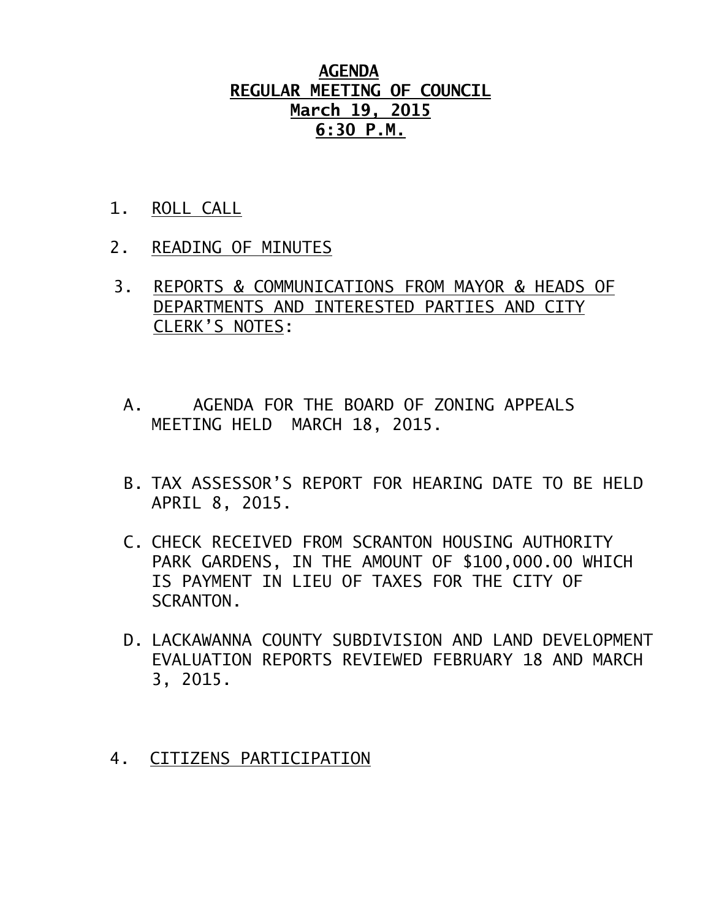# AGENDA
## REGULAR MEETING OF COUNCIL
## March 19, 2015
## 6:30 P.M.

1. ROLL CALL

2. READING OF MINUTES

3. REPORTS & COMMUNICATIONS FROM MAYOR & HEADS OF DEPARTMENTS AND INTERESTED PARTIES AND CITY CLERK'S NOTES:

   A. AGENDA FOR THE BOARD OF ZONING APPEALS MEETING HELD MARCH 18, 2015.

   B. TAX ASSESSOR'S REPORT FOR HEARING DATE TO BE HELD APRIL 8, 2015.

   C. CHECK RECEIVED FROM SCRANTON HOUSING AUTHORITY PARK GARDENS, IN THE AMOUNT OF $100,000.00 WHICH IS PAYMENT IN LIEU OF TAXES FOR THE CITY OF SCRANTON.

   D. LACKAWANNA COUNTY SUBDIVISION AND LAND DEVELOPMENT EVALUATION REPORTS REVIEWED FEBRUARY 18 AND MARCH 3, 2015.

4. CITIZENS PARTICIPATION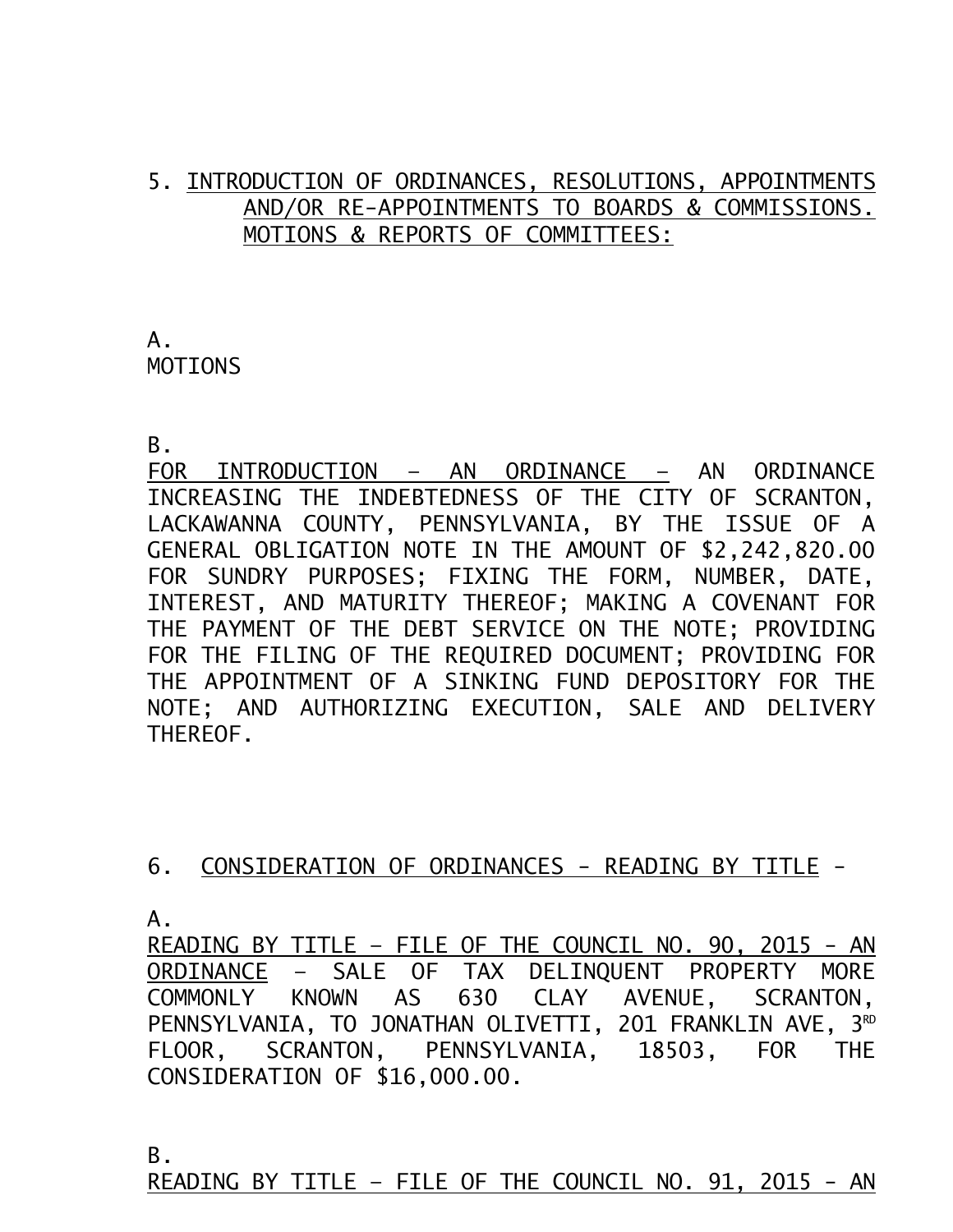5. INTRODUCTION OF ORDINANCES, RESOLUTIONS, APPOINTMENTS AND/OR RE-APPOINTMENTS TO BOARDS & COMMISSIONS. MOTIONS & REPORTS OF COMMITTEES:

A.
MOTIONS

B.
FOR INTRODUCTION – AN ORDINANCE – AN ORDINANCE INCREASING THE INDEBTEDNESS OF THE CITY OF SCRANTON, LACKAWANNA COUNTY, PENNSYLVANIA, BY THE ISSUE OF A GENERAL OBLIGATION NOTE IN THE AMOUNT OF $2,242,820.00 FOR SUNDRY PURPOSES; FIXING THE FORM, NUMBER, DATE, INTEREST, AND MATURITY THEREOF; MAKING A COVENANT FOR THE PAYMENT OF THE DEBT SERVICE ON THE NOTE; PROVIDING FOR THE FILING OF THE REQUIRED DOCUMENT; PROVIDING FOR THE APPOINTMENT OF A SINKING FUND DEPOSITORY FOR THE NOTE; AND AUTHORIZING EXECUTION, SALE AND DELIVERY THEREOF.

6. CONSIDERATION OF ORDINANCES - READING BY TITLE -

A.
READING BY TITLE – FILE OF THE COUNCIL NO. 90, 2015 - AN ORDINANCE – SALE OF TAX DELINQUENT PROPERTY MORE COMMONLY KNOWN AS 630 CLAY AVENUE, SCRANTON, PENNSYLVANIA, TO JONATHAN OLIVETTI, 201 FRANKLIN AVE, 3RD FLOOR, SCRANTON, PENNSYLVANIA, 18503, FOR THE CONSIDERATION OF $16,000.00.

B.
READING BY TITLE – FILE OF THE COUNCIL NO. 91, 2015 - AN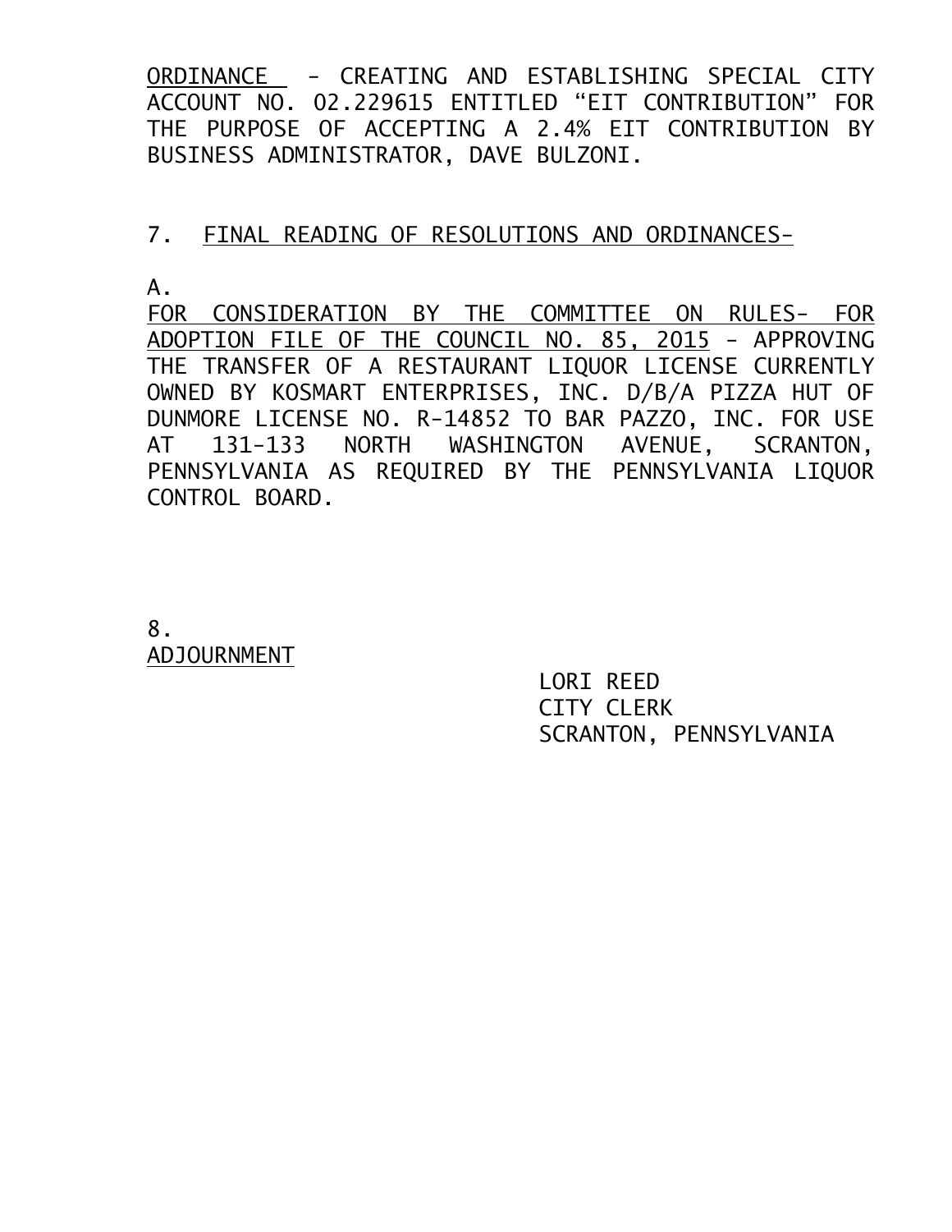ORDINANCE - CREATING AND ESTABLISHING SPECIAL CITY ACCOUNT NO. 02.229615 ENTITLED "EIT CONTRIBUTION" FOR THE PURPOSE OF ACCEPTING A 2.4% EIT CONTRIBUTION BY BUSINESS ADMINISTRATOR, DAVE BULZONI.

7. FINAL READING OF RESOLUTIONS AND ORDINANCES-

A.
FOR CONSIDERATION BY THE COMMITTEE ON RULES- FOR ADOPTION FILE OF THE COUNCIL NO. 85, 2015 - APPROVING THE TRANSFER OF A RESTAURANT LIQUOR LICENSE CURRENTLY OWNED BY KOSMART ENTERPRISES, INC. D/B/A PIZZA HUT OF DUNMORE LICENSE NO. R-14852 TO BAR PAZZO, INC. FOR USE AT 131-133 NORTH WASHINGTON AVENUE, SCRANTON, PENNSYLVANIA AS REQUIRED BY THE PENNSYLVANIA LIQUOR CONTROL BOARD.

8.
ADJOURNMENT

LORI REED
CITY CLERK
SCRANTON, PENNSYLVANIA